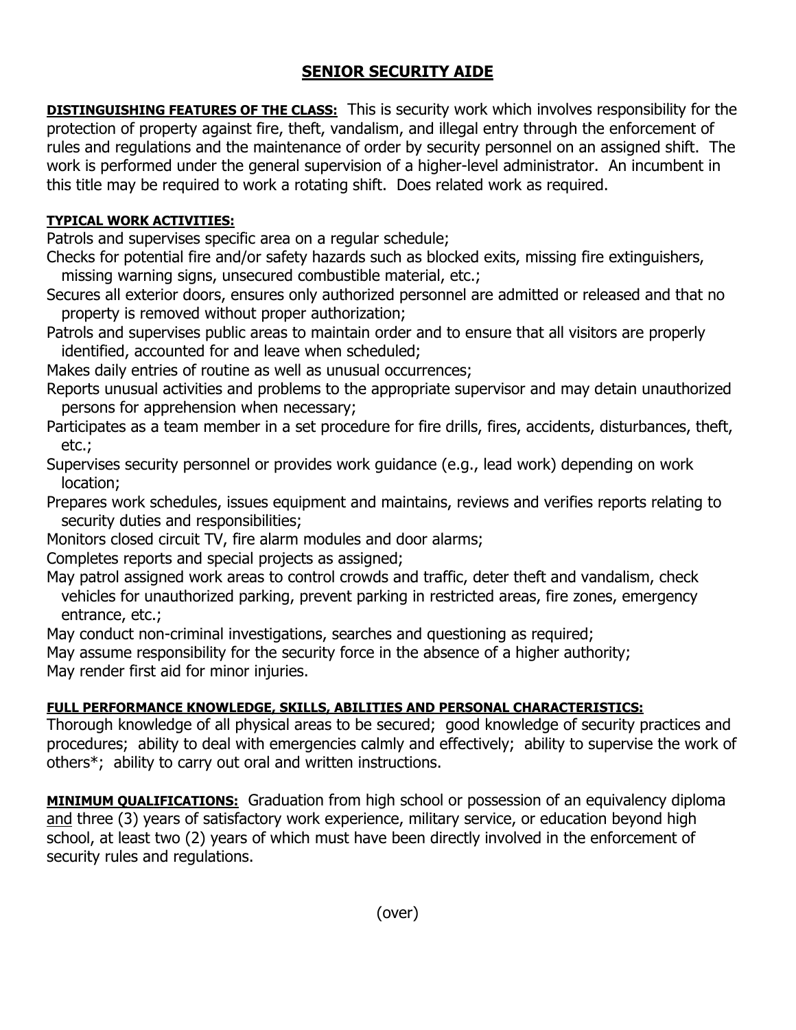# SENIOR SECURITY AIDE

**DISTINGUISHING FEATURES OF THE CLASS:** This is security work which involves responsibility for the protection of property against fire, theft, vandalism, and illegal entry through the enforcement of rules and regulations and the maintenance of order by security personnel on an assigned shift. The work is performed under the general supervision of a higher-level administrator. An incumbent in this title may be required to work a rotating shift. Does related work as required.

**TYPICAL WORK ACTIVITIES:**

Patrols and supervises specific area on a regular schedule;

Checks for potential fire and/or safety hazards such as blocked exits, missing fire extinguishers, missing warning signs, unsecured combustible material, etc.;

Secures all exterior doors, ensures only authorized personnel are admitted or released and that no property is removed without proper authorization;

Patrols and supervises public areas to maintain order and to ensure that all visitors are properly identified, accounted for and leave when scheduled;

Makes daily entries of routine as well as unusual occurrences;

Reports unusual activities and problems to the appropriate supervisor and may detain unauthorized persons for apprehension when necessary;

Participates as a team member in a set procedure for fire drills, fires, accidents, disturbances, theft, etc.;

Supervises security personnel or provides work guidance (e.g., lead work) depending on work location;

Prepares work schedules, issues equipment and maintains, reviews and verifies reports relating to security duties and responsibilities;

Monitors closed circuit TV, fire alarm modules and door alarms;

Completes reports and special projects as assigned;

May patrol assigned work areas to control crowds and traffic, deter theft and vandalism, check vehicles for unauthorized parking, prevent parking in restricted areas, fire zones, emergency entrance, etc.;

May conduct non-criminal investigations, searches and questioning as required;

May assume responsibility for the security force in the absence of a higher authority;

May render first aid for minor injuries.

**FULL PERFORMANCE KNOWLEDGE, SKILLS, ABILITIES AND PERSONAL CHARACTERISTICS:**
Thorough knowledge of all physical areas to be secured; good knowledge of security practices and procedures; ability to deal with emergencies calmly and effectively; ability to supervise the work of others*; ability to carry out oral and written instructions.

**MINIMUM QUALIFICATIONS:** Graduation from high school or possession of an equivalency diploma and three (3) years of satisfactory work experience, military service, or education beyond high school, at least two (2) years of which must have been directly involved in the enforcement of security rules and regulations.

(over)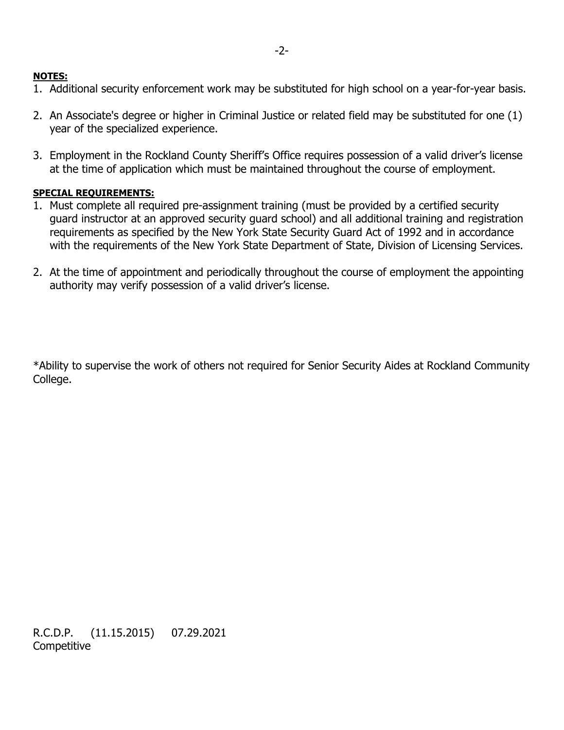**NOTES:**

1. Additional security enforcement work may be substituted for high school on a year-for-year basis.

2. An Associate's degree or higher in Criminal Justice or related field may be substituted for one (1) year of the specialized experience.

3. Employment in the Rockland County Sheriff's Office requires possession of a valid driver's license at the time of application which must be maintained throughout the course of employment.

**SPECIAL REQUIREMENTS:**

1. Must complete all required pre-assignment training (must be provided by a certified security guard instructor at an approved security guard school) and all additional training and registration requirements as specified by the New York State Security Guard Act of 1992 and in accordance with the requirements of the New York State Department of State, Division of Licensing Services.

2. At the time of appointment and periodically throughout the course of employment the appointing authority may verify possession of a valid driver's license.

*Ability to supervise the work of others not required for Senior Security Aides at Rockland Community College.

R.C.D.P. (11.15.2015) 07.29.2021
Competitive